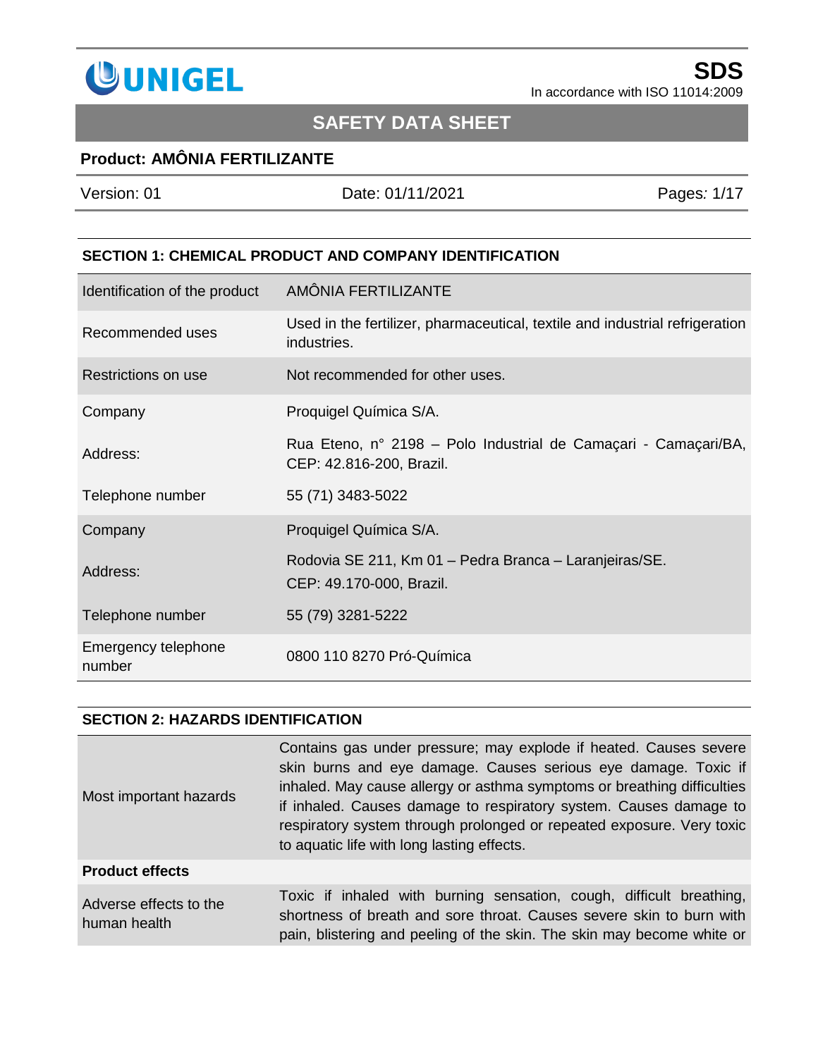**UNIGEL**

**SDS**
In accordance with ISO 11014:2009

# SAFETY DATA SHEET

**Product: AMÔNIA FERTILIZANTE**

| Version: 01 | Date: 01/11/2021 | Pages: 1/17 |
|---|---|---|

## SECTION 1: CHEMICAL PRODUCT AND COMPANY IDENTIFICATION

| | |
|---|---|
| Identification of the product | AMÔNIA FERTILIZANTE |
| Recommended uses | Used in the fertilizer, pharmaceutical, textile and industrial refrigeration industries. |
| Restrictions on use | Not recommended for other uses. |
| Company | Proquigel Química S/A. |
| Address: | Rua Eteno, n° 2198 – Polo Industrial de Camaçari - Camaçari/BA, CEP: 42.816-200, Brazil. |
| Telephone number | 55 (71) 3483-5022 |
| Company | Proquigel Química S/A. |
| Address: | Rodovia SE 211, Km 01 – Pedra Branca – Laranjeiras/SE. CEP: 49.170-000, Brazil. |
| Telephone number | 55 (79) 3281-5222 |
| Emergency telephone number | 0800 110 8270 Pró-Química |

## SECTION 2: HAZARDS IDENTIFICATION

| | |
|---|---|
| Most important hazards | Contains gas under pressure; may explode if heated. Causes severe skin burns and eye damage. Causes serious eye damage. Toxic if inhaled. May cause allergy or asthma symptoms or breathing difficulties if inhaled. Causes damage to respiratory system. Causes damage to respiratory system through prolonged or repeated exposure. Very toxic to aquatic life with long lasting effects. |
| **Product effects** | |
| Adverse effects to the human health | Toxic if inhaled with burning sensation, cough, difficult breathing, shortness of breath and sore throat. Causes severe skin to burn with pain, blistering and peeling of the skin. The skin may become white or |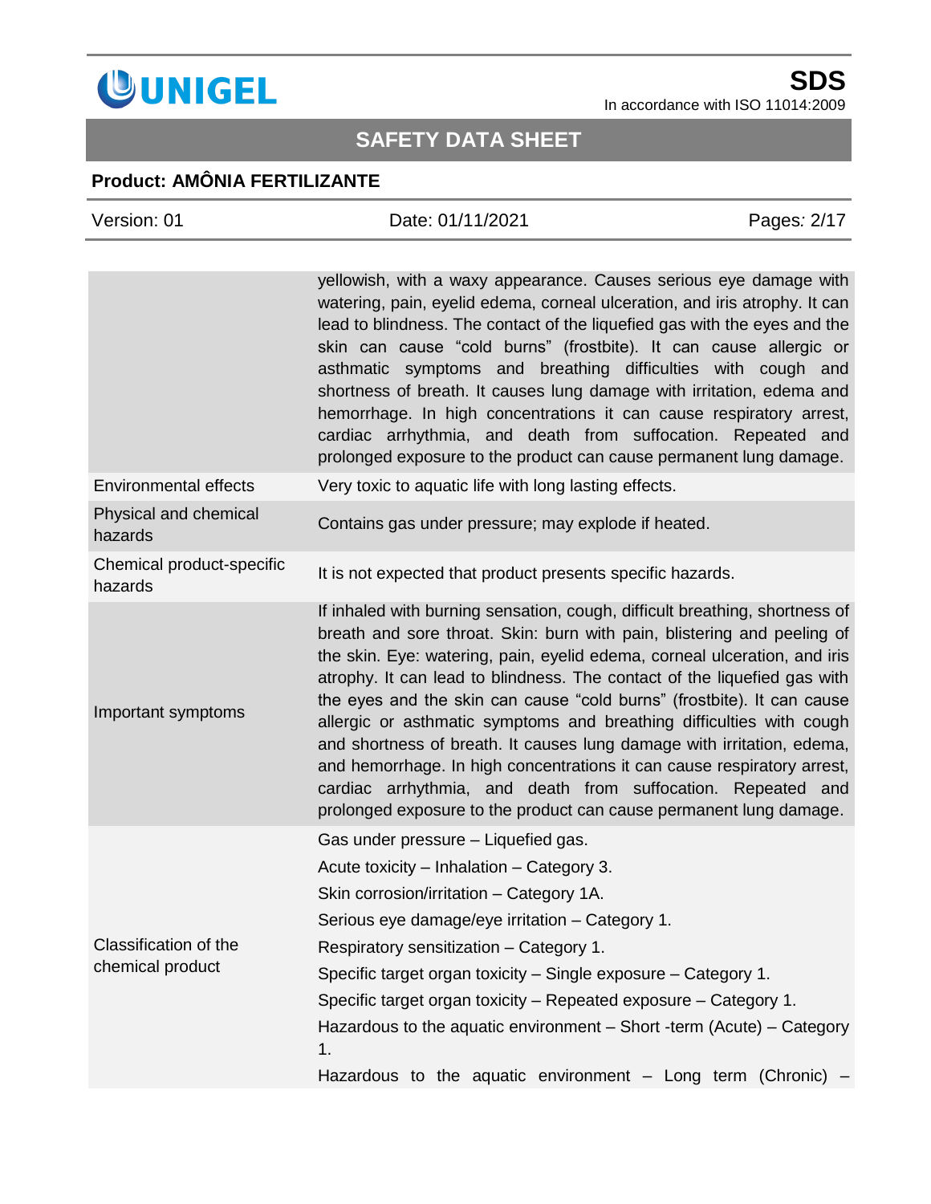| | |
|---|---|
| | yellowish, with a waxy appearance. Causes serious eye damage with watering, pain, eyelid edema, corneal ulceration, and iris atrophy. It can lead to blindness. The contact of the liquefied gas with the eyes and the skin can cause "cold burns" (frostbite). It can cause allergic or asthmatic symptoms and breathing difficulties with cough and shortness of breath. It causes lung damage with irritation, edema and hemorrhage. In high concentrations it can cause respiratory arrest, cardiac arrhythmia, and death from suffocation. Repeated and prolonged exposure to the product can cause permanent lung damage. |
| Environmental effects | Very toxic to aquatic life with long lasting effects. |
| Physical and chemical hazards | Contains gas under pressure; may explode if heated. |
| Chemical product-specific hazards | It is not expected that product presents specific hazards. |
| Important symptoms | If inhaled with burning sensation, cough, difficult breathing, shortness of breath and sore throat. Skin: burn with pain, blistering and peeling of the skin. Eye: watering, pain, eyelid edema, corneal ulceration, and iris atrophy. It can lead to blindness. The contact of the liquefied gas with the eyes and the skin can cause "cold burns" (frostbite). It can cause allergic or asthmatic symptoms and breathing difficulties with cough and shortness of breath. It causes lung damage with irritation, edema, and hemorrhage. In high concentrations it can cause respiratory arrest, cardiac arrhythmia, and death from suffocation. Repeated and prolonged exposure to the product can cause permanent lung damage. |
| Classification of the chemical product | Gas under pressure – Liquefied gas.<br>Acute toxicity – Inhalation – Category 3.<br>Skin corrosion/irritation – Category 1A.<br>Serious eye damage/eye irritation – Category 1.<br>Respiratory sensitization – Category 1.<br>Specific target organ toxicity – Single exposure – Category 1.<br>Specific target organ toxicity – Repeated exposure – Category 1.<br>Hazardous to the aquatic environment – Short -term (Acute) – Category 1.<br>Hazardous to the aquatic environment – Long term (Chronic) – |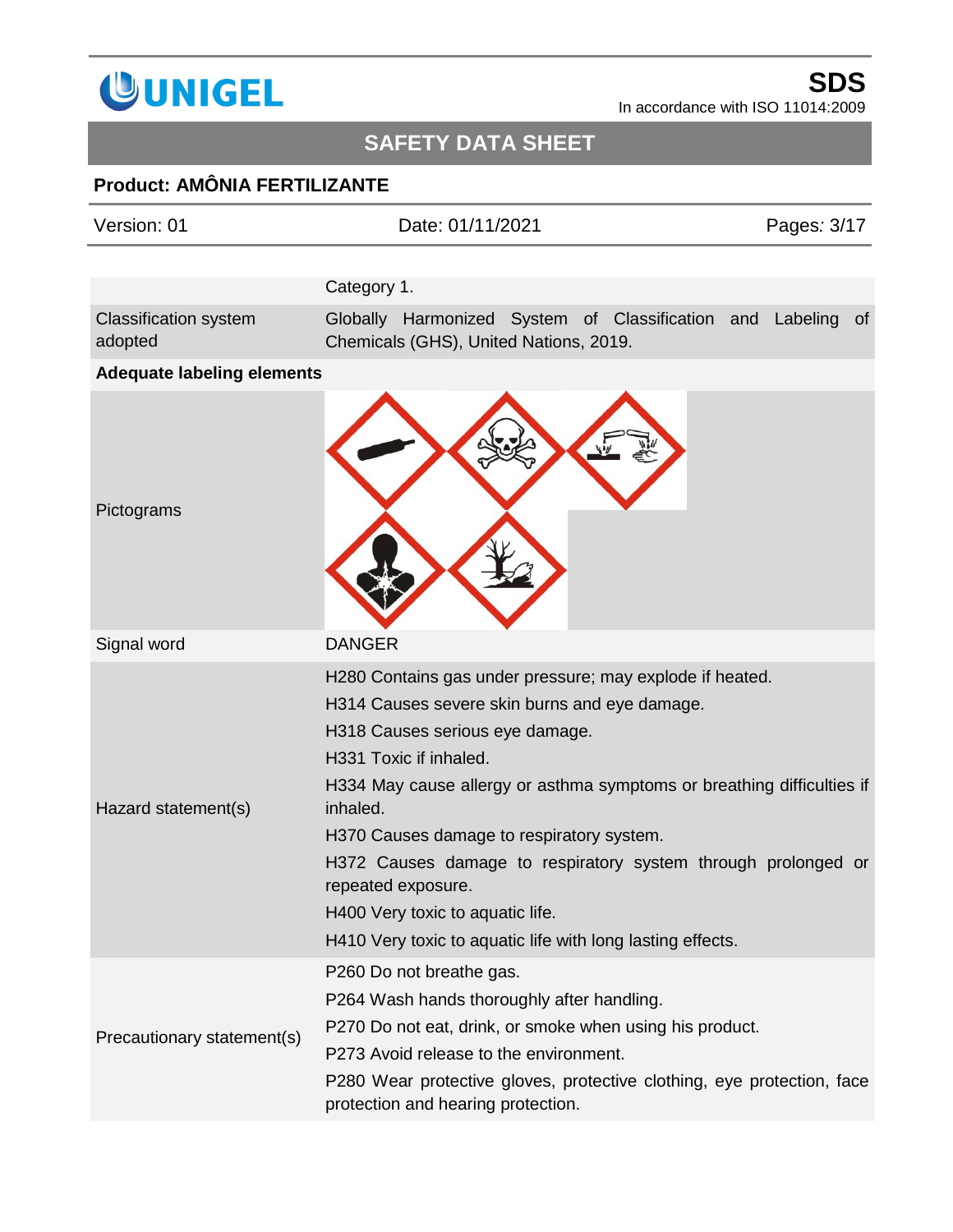| | |
|---|---|
| | Category 1. |
| Classification system adopted | Globally Harmonized System of Classification and Labeling of Chemicals (GHS), United Nations, 2019. |
| **Adequate labeling elements** | |
| Pictograms | |
| Signal word | DANGER |
| Hazard statement(s) | H280 Contains gas under pressure; may explode if heated.<br>H314 Causes severe skin burns and eye damage.<br>H318 Causes serious eye damage.<br>H331 Toxic if inhaled.<br>H334 May cause allergy or asthma symptoms or breathing difficulties if inhaled.<br>H370 Causes damage to respiratory system.<br>H372 Causes damage to respiratory system through prolonged or repeated exposure.<br>H400 Very toxic to aquatic life.<br>H410 Very toxic to aquatic life with long lasting effects. |
| Precautionary statement(s) | P260 Do not breathe gas.<br>P264 Wash hands thoroughly after handling.<br>P270 Do not eat, drink, or smoke when using his product.<br>P273 Avoid release to the environment.<br>P280 Wear protective gloves, protective clothing, eye protection, face protection and hearing protection. |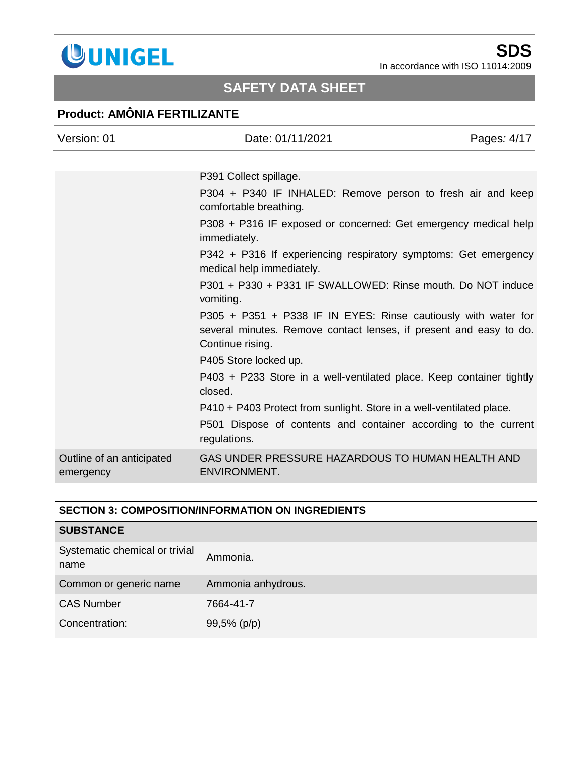| | |
|---|---|
| | P391 Collect spillage.<br>P304 + P340 IF INHALED: Remove person to fresh air and keep comfortable breathing.<br>P308 + P316 IF exposed or concerned: Get emergency medical help immediately.<br>P342 + P316 If experiencing respiratory symptoms: Get emergency medical help immediately.<br>P301 + P330 + P331 IF SWALLOWED: Rinse mouth. Do NOT induce vomiting.<br>P305 + P351 + P338 IF IN EYES: Rinse cautiously with water for several minutes. Remove contact lenses, if present and easy to do. Continue rising.<br>P405 Store locked up.<br>P403 + P233 Store in a well-ventilated place. Keep container tightly closed.<br>P410 + P403 Protect from sunlight. Store in a well-ventilated place.<br>P501 Dispose of contents and container according to the current regulations. |
| Outline of an anticipated emergency | GAS UNDER PRESSURE HAZARDOUS TO HUMAN HEALTH AND ENVIRONMENT. |

## SECTION 3: COMPOSITION/INFORMATION ON INGREDIENTS

| SUBSTANCE | |
|---|---|
| Systematic chemical or trivial name | Ammonia. |
| Common or generic name | Ammonia anhydrous. |
| CAS Number | 7664-41-7 |
| Concentration: | 99,5% (p/p) |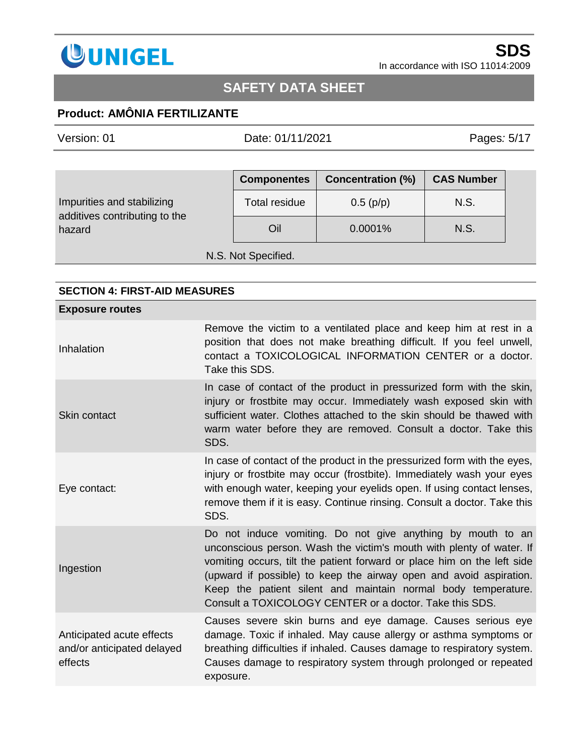| Impurities and stabilizing additives contributing to the hazard | Componentes | Concentration (%) | CAS Number |
|---|---|---|---|
| | Total residue | 0.5 (p/p) | N.S. |
| | Oil | 0.0001% | N.S. |

N.S. Not Specified.

## SECTION 4: FIRST-AID MEASURES

| Exposure routes | |
|---|---|
| Inhalation | Remove the victim to a ventilated place and keep him at rest in a position that does not make breathing difficult. If you feel unwell, contact a TOXICOLOGICAL INFORMATION CENTER or a doctor. Take this SDS. |
| Skin contact | In case of contact of the product in pressurized form with the skin, injury or frostbite may occur. Immediately wash exposed skin with sufficient water. Clothes attached to the skin should be thawed with warm water before they are removed. Consult a doctor. Take this SDS. |
| Eye contact: | In case of contact of the product in the pressurized form with the eyes, injury or frostbite may occur (frostbite). Immediately wash your eyes with enough water, keeping your eyelids open. If using contact lenses, remove them if it is easy. Continue rinsing. Consult a doctor. Take this SDS. |
| Ingestion | Do not induce vomiting. Do not give anything by mouth to an unconscious person. Wash the victim's mouth with plenty of water. If vomiting occurs, tilt the patient forward or place him on the left side (upward if possible) to keep the airway open and avoid aspiration. Keep the patient silent and maintain normal body temperature. Consult a TOXICOLOGY CENTER or a doctor. Take this SDS. |
| Anticipated acute effects and/or anticipated delayed effects | Causes severe skin burns and eye damage. Causes serious eye damage. Toxic if inhaled. May cause allergy or asthma symptoms or breathing difficulties if inhaled. Causes damage to respiratory system. Causes damage to respiratory system through prolonged or repeated exposure. |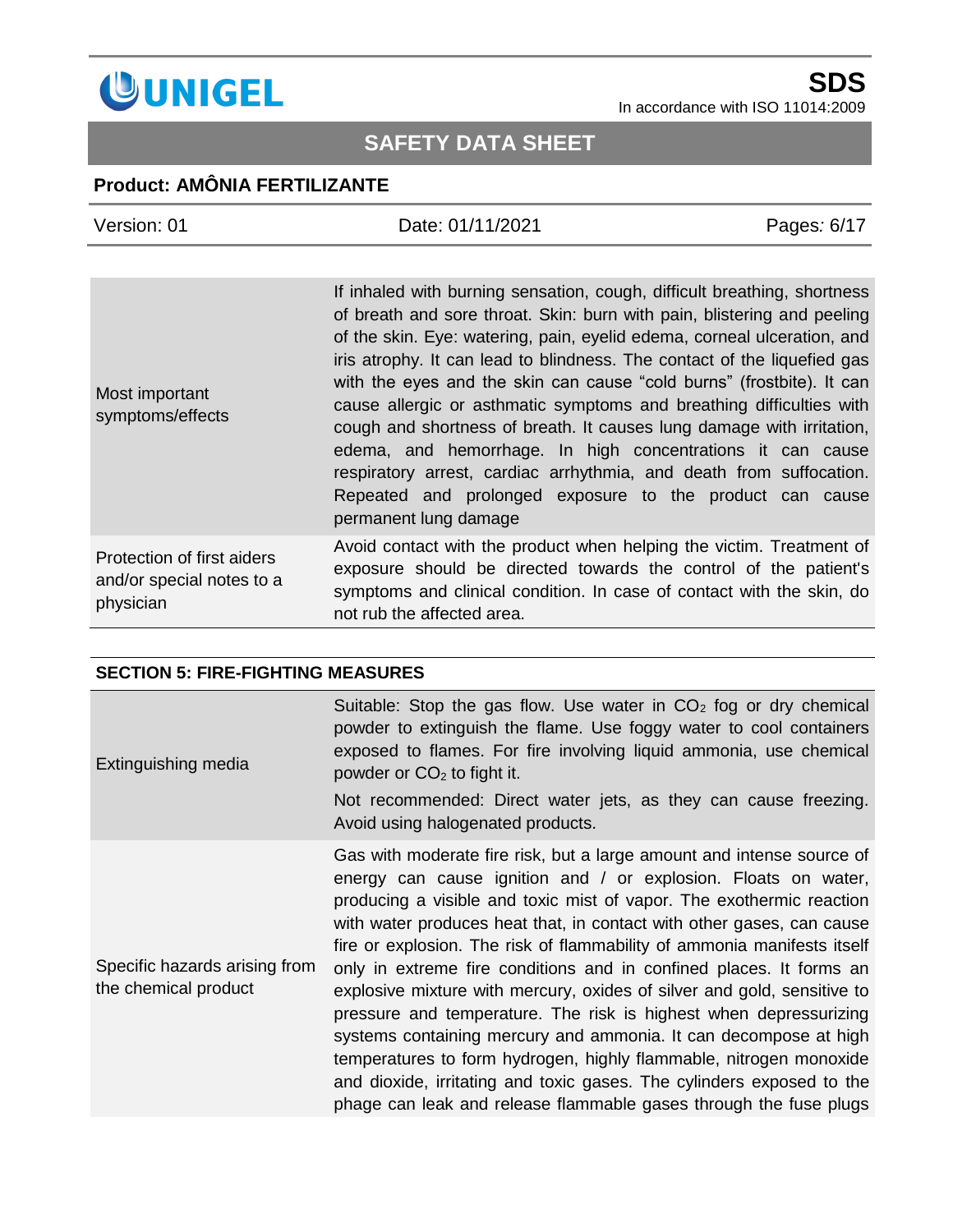| | |
|---|---|
| Most important symptoms/effects | If inhaled with burning sensation, cough, difficult breathing, shortness of breath and sore throat. Skin: burn with pain, blistering and peeling of the skin. Eye: watering, pain, eyelid edema, corneal ulceration, and iris atrophy. It can lead to blindness. The contact of the liquefied gas with the eyes and the skin can cause "cold burns" (frostbite). It can cause allergic or asthmatic symptoms and breathing difficulties with cough and shortness of breath. It causes lung damage with irritation, edema, and hemorrhage. In high concentrations it can cause respiratory arrest, cardiac arrhythmia, and death from suffocation. Repeated and prolonged exposure to the product can cause permanent lung damage |
| Protection of first aiders and/or special notes to a physician | Avoid contact with the product when helping the victim. Treatment of exposure should be directed towards the control of the patient's symptoms and clinical condition. In case of contact with the skin, do not rub the affected area. |

## SECTION 5: FIRE-FIGHTING MEASURES

| | |
|---|---|
| Extinguishing media | Suitable: Stop the gas flow. Use water in $CO_2$ fog or dry chemical powder to extinguish the flame. Use foggy water to cool containers exposed to flames. For fire involving liquid ammonia, use chemical powder or $CO_2$ to fight it.<br>Not recommended: Direct water jets, as they can cause freezing. Avoid using halogenated products. |
| Specific hazards arising from the chemical product | Gas with moderate fire risk, but a large amount and intense source of energy can cause ignition and / or explosion. Floats on water, producing a visible and toxic mist of vapor. The exothermic reaction with water produces heat that, in contact with other gases, can cause fire or explosion. The risk of flammability of ammonia manifests itself only in extreme fire conditions and in confined places. It forms an explosive mixture with mercury, oxides of silver and gold, sensitive to pressure and temperature. The risk is highest when depressurizing systems containing mercury and ammonia. It can decompose at high temperatures to form hydrogen, highly flammable, nitrogen monoxide and dioxide, irritating and toxic gases. The cylinders exposed to the phage can leak and release flammable gases through the fuse plugs |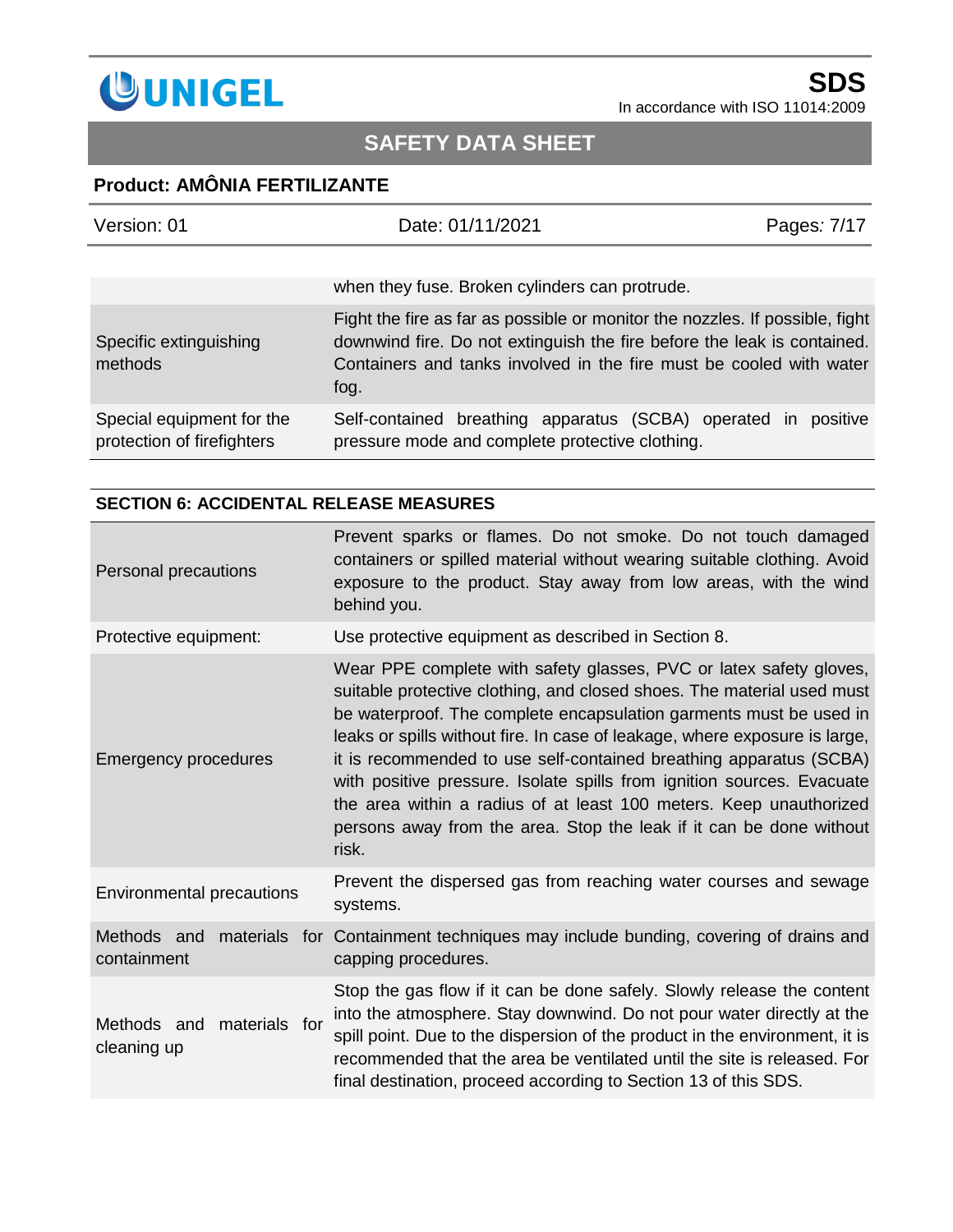| | |
|---|---|
| | when they fuse. Broken cylinders can protrude. |
| Specific extinguishing methods | Fight the fire as far as possible or monitor the nozzles. If possible, fight downwind fire. Do not extinguish the fire before the leak is contained. Containers and tanks involved in the fire must be cooled with water fog. |
| Special equipment for the protection of firefighters | Self-contained breathing apparatus (SCBA) operated in positive pressure mode and complete protective clothing. |

## SECTION 6: ACCIDENTAL RELEASE MEASURES

| | |
|---|---|
| Personal precautions | Prevent sparks or flames. Do not smoke. Do not touch damaged containers or spilled material without wearing suitable clothing. Avoid exposure to the product. Stay away from low areas, with the wind behind you. |
| Protective equipment: | Use protective equipment as described in Section 8. |
| Emergency procedures | Wear PPE complete with safety glasses, PVC or latex safety gloves, suitable protective clothing, and closed shoes. The material used must be waterproof. The complete encapsulation garments must be used in leaks or spills without fire. In case of leakage, where exposure is large, it is recommended to use self-contained breathing apparatus (SCBA) with positive pressure. Isolate spills from ignition sources. Evacuate the area within a radius of at least 100 meters. Keep unauthorized persons away from the area. Stop the leak if it can be done without risk. |
| Environmental precautions | Prevent the dispersed gas from reaching water courses and sewage systems. |
| Methods and materials for containment | Containment techniques may include bunding, covering of drains and capping procedures. |
| Methods and materials for cleaning up | Stop the gas flow if it can be done safely. Slowly release the content into the atmosphere. Stay downwind. Do not pour water directly at the spill point. Due to the dispersion of the product in the environment, it is recommended that the area be ventilated until the site is released. For final destination, proceed according to Section 13 of this SDS. |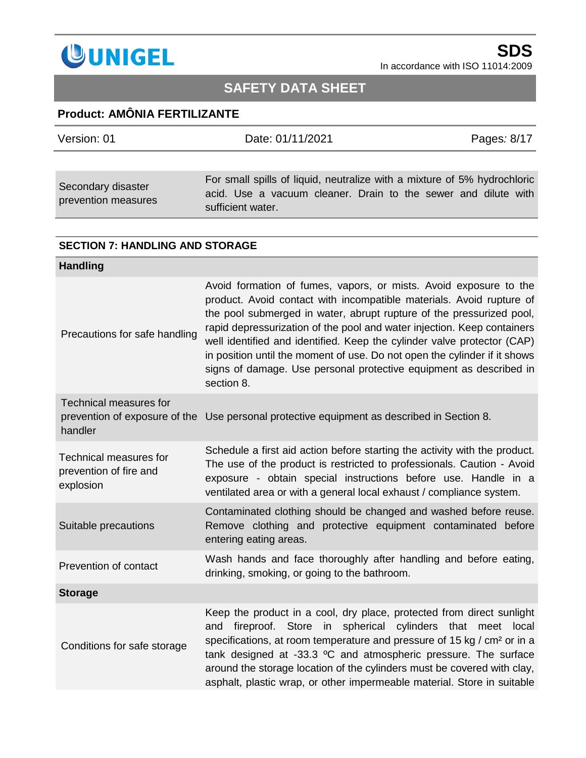| | |
|---|---|
| Secondary disaster prevention measures | For small spills of liquid, neutralize with a mixture of 5% hydrochloric acid. Use a vacuum cleaner. Drain to the sewer and dilute with sufficient water. |

## SECTION 7: HANDLING AND STORAGE

| **Handling** | |
|---|---|
| Precautions for safe handling | Avoid formation of fumes, vapors, or mists. Avoid exposure to the product. Avoid contact with incompatible materials. Avoid rupture of the pool submerged in water, abrupt rupture of the pressurized pool, rapid depressurization of the pool and water injection. Keep containers well identified and identified. Keep the cylinder valve protector (CAP) in position until the moment of use. Do not open the cylinder if it shows signs of damage. Use personal protective equipment as described in section 8. |
| Technical measures for prevention of exposure of the handler | Use personal protective equipment as described in Section 8. |
| Technical measures for prevention of fire and explosion | Schedule a first aid action before starting the activity with the product. The use of the product is restricted to professionals. Caution - Avoid exposure - obtain special instructions before use. Handle in a ventilated area or with a general local exhaust / compliance system. |
| Suitable precautions | Contaminated clothing should be changed and washed before reuse. Remove clothing and protective equipment contaminated before entering eating areas. |
| Prevention of contact | Wash hands and face thoroughly after handling and before eating, drinking, smoking, or going to the bathroom. |
| **Storage** | |
| Conditions for safe storage | Keep the product in a cool, dry place, protected from direct sunlight and fireproof. Store in spherical cylinders that meet local specifications, at room temperature and pressure of 15 kg / cm² or in a tank designed at -33.3 ºC and atmospheric pressure. The surface around the storage location of the cylinders must be covered with clay, asphalt, plastic wrap, or other impermeable material. Store in suitable |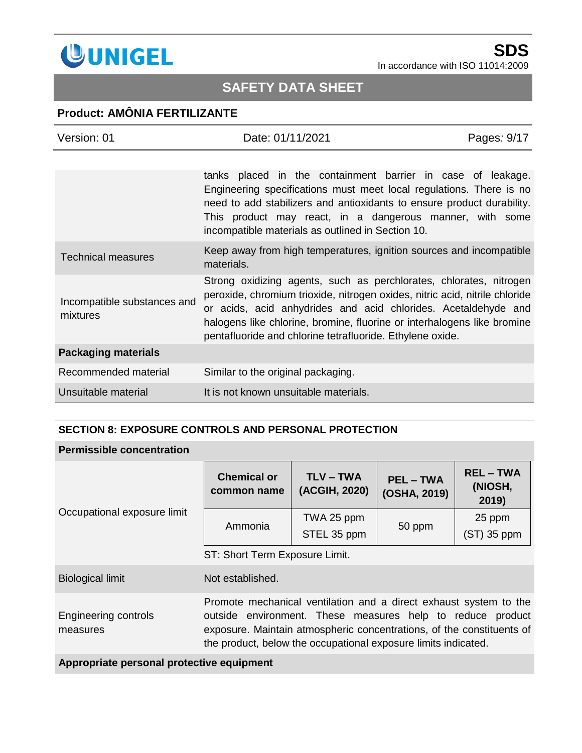| | |
|---|---|
| | tanks placed in the containment barrier in case of leakage. Engineering specifications must meet local regulations. There is no need to add stabilizers and antioxidants to ensure product durability. This product may react, in a dangerous manner, with some incompatible materials as outlined in Section 10. |
| Technical measures | Keep away from high temperatures, ignition sources and incompatible materials. |
| Incompatible substances and mixtures | Strong oxidizing agents, such as perchlorates, chlorates, nitrogen peroxide, chromium trioxide, nitrogen oxides, nitric acid, nitrile chloride or acids, acid anhydrides and acid chlorides. Acetaldehyde and halogens like chlorine, bromine, fluorine or interhalogens like bromine pentafluoride and chlorine tetrafluoride. Ethylene oxide. |
| **Packaging materials** | |
| Recommended material | Similar to the original packaging. |
| Unsuitable material | It is not known unsuitable materials. |

## SECTION 8: EXPOSURE CONTROLS AND PERSONAL PROTECTION

**Permissible concentration**

Occupational exposure limit

| Chemical or common name | TLV – TWA (ACGIH, 2020) | PEL – TWA (OSHA, 2019) | REL – TWA (NIOSH, 2019) |
|---|---|---|---|
| Ammonia | TWA 25 ppm<br>STEL 35 ppm | 50 ppm | 25 ppm<br>(ST) 35 ppm |

ST: Short Term Exposure Limit.

| | |
|---|---|
| Biological limit | Not established. |
| Engineering controls measures | Promote mechanical ventilation and a direct exhaust system to the outside environment. These measures help to reduce product exposure. Maintain atmospheric concentrations, of the constituents of the product, below the occupational exposure limits indicated. |

**Appropriate personal protective equipment**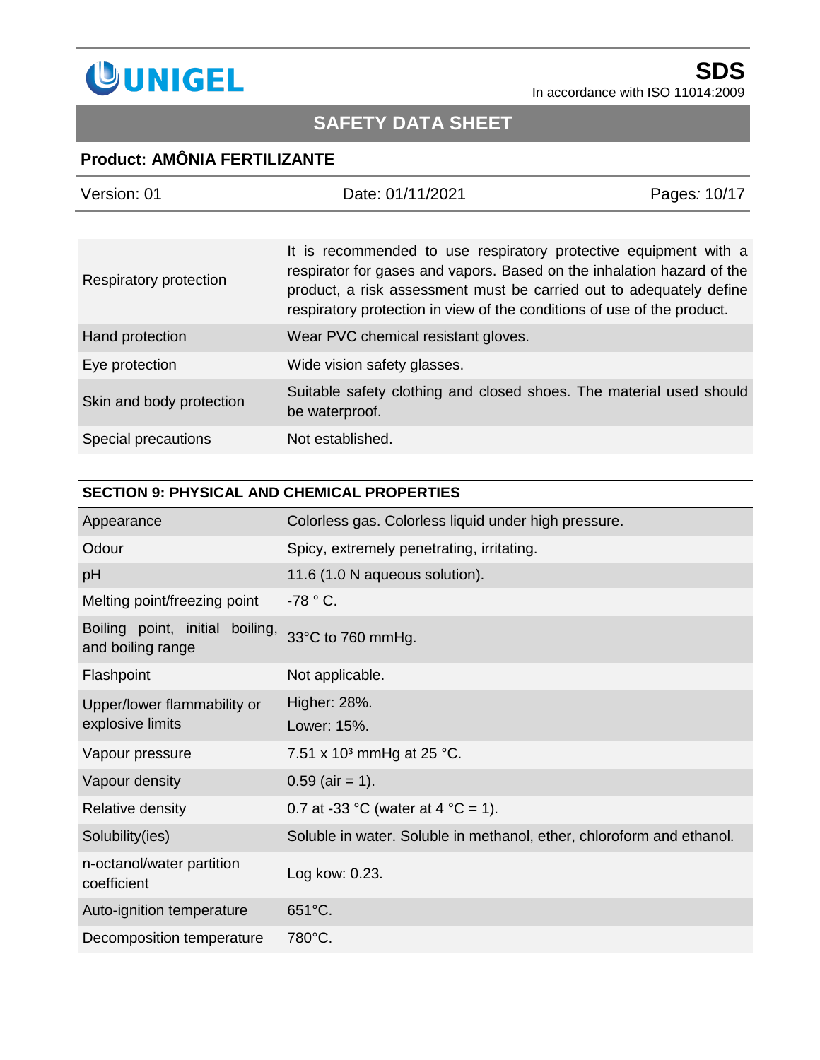| | |
|---|---|
| Respiratory protection | It is recommended to use respiratory protective equipment with a respirator for gases and vapors. Based on the inhalation hazard of the product, a risk assessment must be carried out to adequately define respiratory protection in view of the conditions of use of the product. |
| Hand protection | Wear PVC chemical resistant gloves. |
| Eye protection | Wide vision safety glasses. |
| Skin and body protection | Suitable safety clothing and closed shoes. The material used should be waterproof. |
| Special precautions | Not established. |

## SECTION 9: PHYSICAL AND CHEMICAL PROPERTIES

| | |
|---|---|
| Appearance | Colorless gas. Colorless liquid under high pressure. |
| Odour | Spicy, extremely penetrating, irritating. |
| pH | 11.6 (1.0 N aqueous solution). |
| Melting point/freezing point | -78 ° C. |
| Boiling point, initial boiling, and boiling range | 33°C to 760 mmHg. |
| Flashpoint | Not applicable. |
| Upper/lower flammability or explosive limits | Higher: 28%.<br>Lower: 15%. |
| Vapour pressure | 7.51 x $10^3$ mmHg at 25 °C. |
| Vapour density | 0.59 (air = 1). |
| Relative density | 0.7 at -33 °C (water at 4 °C = 1). |
| Solubility(ies) | Soluble in water. Soluble in methanol, ether, chloroform and ethanol. |
| n-octanol/water partition coefficient | Log kow: 0.23. |
| Auto-ignition temperature | 651°C. |
| Decomposition temperature | 780°C. |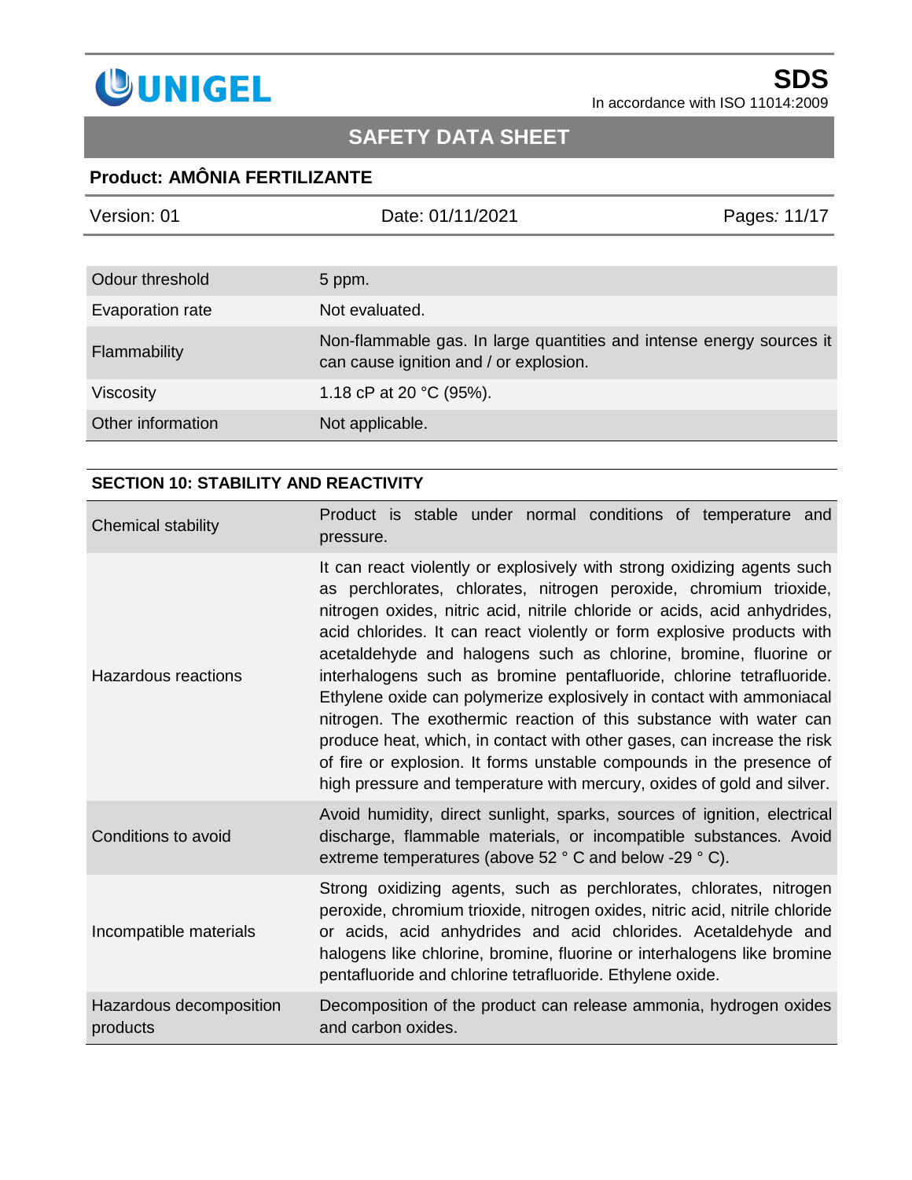| | |
|---|---|
| Odour threshold | 5 ppm. |
| Evaporation rate | Not evaluated. |
| Flammability | Non-flammable gas. In large quantities and intense energy sources it can cause ignition and / or explosion. |
| Viscosity | 1.18 cP at 20 °C (95%). |
| Other information | Not applicable. |

## SECTION 10: STABILITY AND REACTIVITY

| | |
|---|---|
| Chemical stability | Product is stable under normal conditions of temperature and pressure. |
| Hazardous reactions | It can react violently or explosively with strong oxidizing agents such as perchlorates, chlorates, nitrogen peroxide, chromium trioxide, nitrogen oxides, nitric acid, nitrile chloride or acids, acid anhydrides, acid chlorides. It can react violently or form explosive products with acetaldehyde and halogens such as chlorine, bromine, fluorine or interhalogens such as bromine pentafluoride, chlorine tetrafluoride. Ethylene oxide can polymerize explosively in contact with ammoniacal nitrogen. The exothermic reaction of this substance with water can produce heat, which, in contact with other gases, can increase the risk of fire or explosion. It forms unstable compounds in the presence of high pressure and temperature with mercury, oxides of gold and silver. |
| Conditions to avoid | Avoid humidity, direct sunlight, sparks, sources of ignition, electrical discharge, flammable materials, or incompatible substances. Avoid extreme temperatures (above 52 ° C and below -29 ° C). |
| Incompatible materials | Strong oxidizing agents, such as perchlorates, chlorates, nitrogen peroxide, chromium trioxide, nitrogen oxides, nitric acid, nitrile chloride or acids, acid anhydrides and acid chlorides. Acetaldehyde and halogens like chlorine, bromine, fluorine or interhalogens like bromine pentafluoride and chlorine tetrafluoride. Ethylene oxide. |
| Hazardous decomposition products | Decomposition of the product can release ammonia, hydrogen oxides and carbon oxides. |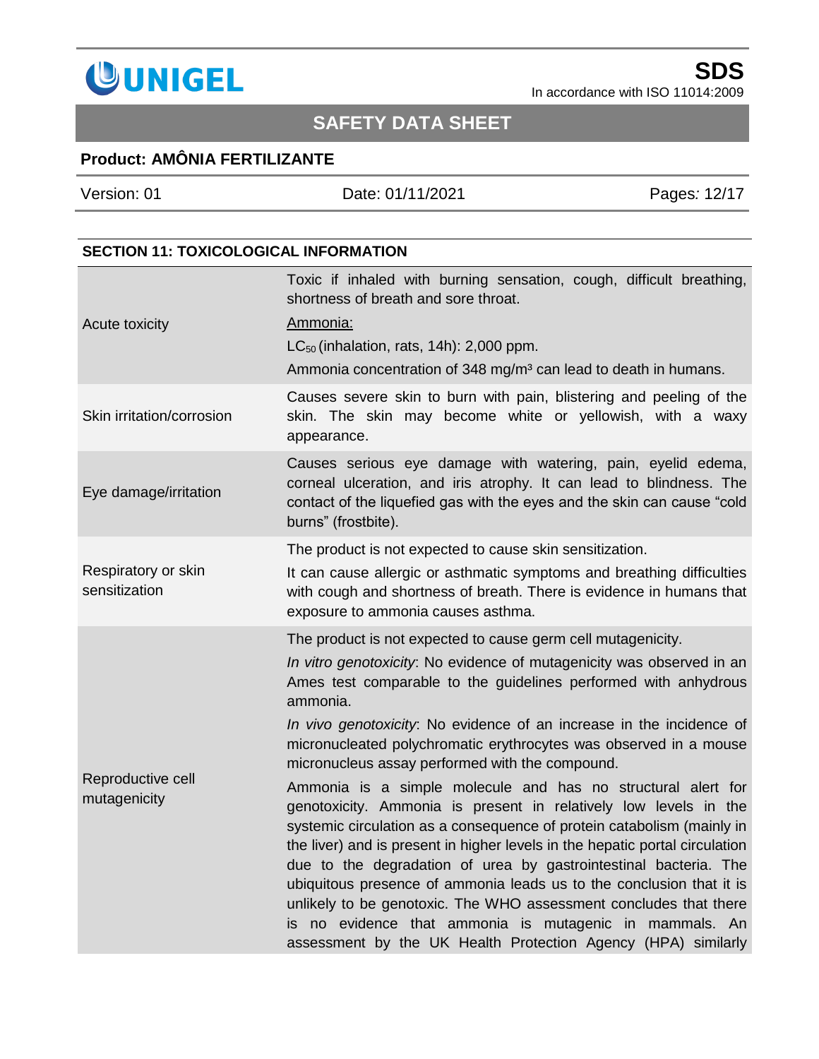## SECTION 11: TOXICOLOGICAL INFORMATION

| | |
|---|---|
| Acute toxicity | Toxic if inhaled with burning sensation, cough, difficult breathing, shortness of breath and sore throat.<br>Ammonia:<br>$LC_{50}$ (inhalation, rats, 14h): 2,000 ppm.<br>Ammonia concentration of 348 mg/m³ can lead to death in humans. |
| Skin irritation/corrosion | Causes severe skin to burn with pain, blistering and peeling of the skin. The skin may become white or yellowish, with a waxy appearance. |
| Eye damage/irritation | Causes serious eye damage with watering, pain, eyelid edema, corneal ulceration, and iris atrophy. It can lead to blindness. The contact of the liquefied gas with the eyes and the skin can cause "cold burns" (frostbite). |
| Respiratory or skin sensitization | The product is not expected to cause skin sensitization.<br>It can cause allergic or asthmatic symptoms and breathing difficulties with cough and shortness of breath. There is evidence in humans that exposure to ammonia causes asthma. |
| Reproductive cell mutagenicity | The product is not expected to cause germ cell mutagenicity.<br>*In vitro genotoxicity*: No evidence of mutagenicity was observed in an Ames test comparable to the guidelines performed with anhydrous ammonia.<br>*In vivo genotoxicity*: No evidence of an increase in the incidence of micronucleated polychromatic erythrocytes was observed in a mouse micronucleus assay performed with the compound.<br>Ammonia is a simple molecule and has no structural alert for genotoxicity. Ammonia is present in relatively low levels in the systemic circulation as a consequence of protein catabolism (mainly in the liver) and is present in higher levels in the hepatic portal circulation due to the degradation of urea by gastrointestinal bacteria. The ubiquitous presence of ammonia leads us to the conclusion that it is unlikely to be genotoxic. The WHO assessment concludes that there is no evidence that ammonia is mutagenic in mammals. An assessment by the UK Health Protection Agency (HPA) similarly |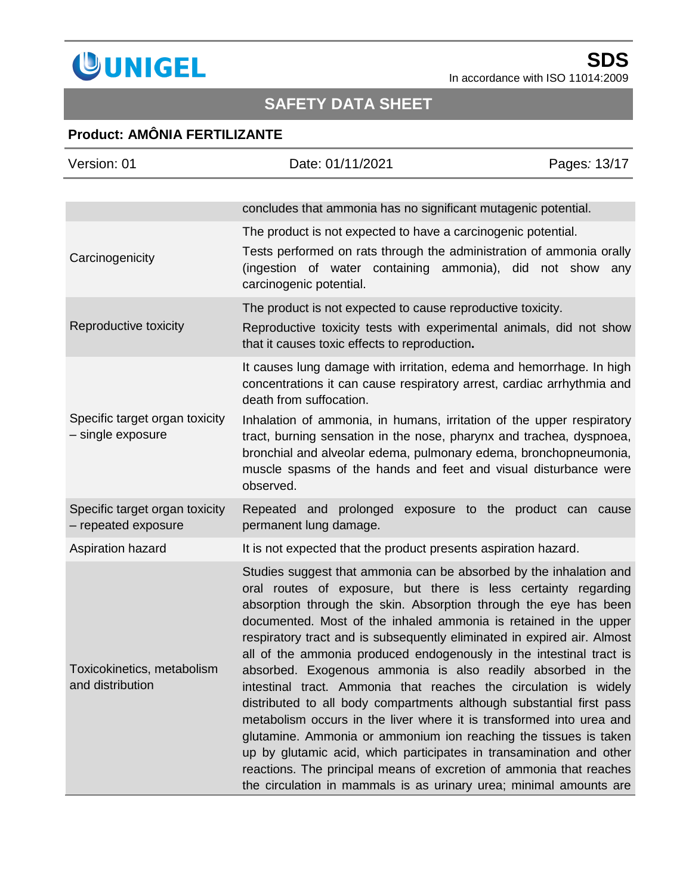| | |
|---|---|
| | concludes that ammonia has no significant mutagenic potential. |
| Carcinogenicity | The product is not expected to have a carcinogenic potential.<br>Tests performed on rats through the administration of ammonia orally (ingestion of water containing ammonia), did not show any carcinogenic potential. |
| Reproductive toxicity | The product is not expected to cause reproductive toxicity.<br>Reproductive toxicity tests with experimental animals, did not show that it causes toxic effects to reproduction**.** |
| Specific target organ toxicity – single exposure | It causes lung damage with irritation, edema and hemorrhage. In high concentrations it can cause respiratory arrest, cardiac arrhythmia and death from suffocation.<br>Inhalation of ammonia, in humans, irritation of the upper respiratory tract, burning sensation in the nose, pharynx and trachea, dyspnoea, bronchial and alveolar edema, pulmonary edema, bronchopneumonia, muscle spasms of the hands and feet and visual disturbance were observed. |
| Specific target organ toxicity – repeated exposure | Repeated and prolonged exposure to the product can cause permanent lung damage. |
| Aspiration hazard | It is not expected that the product presents aspiration hazard. |
| Toxicokinetics, metabolism and distribution | Studies suggest that ammonia can be absorbed by the inhalation and oral routes of exposure, but there is less certainty regarding absorption through the skin. Absorption through the eye has been documented. Most of the inhaled ammonia is retained in the upper respiratory tract and is subsequently eliminated in expired air. Almost all of the ammonia produced endogenously in the intestinal tract is absorbed. Exogenous ammonia is also readily absorbed in the intestinal tract. Ammonia that reaches the circulation is widely distributed to all body compartments although substantial first pass metabolism occurs in the liver where it is transformed into urea and glutamine. Ammonia or ammonium ion reaching the tissues is taken up by glutamic acid, which participates in transamination and other reactions. The principal means of excretion of ammonia that reaches the circulation in mammals is as urinary urea; minimal amounts are |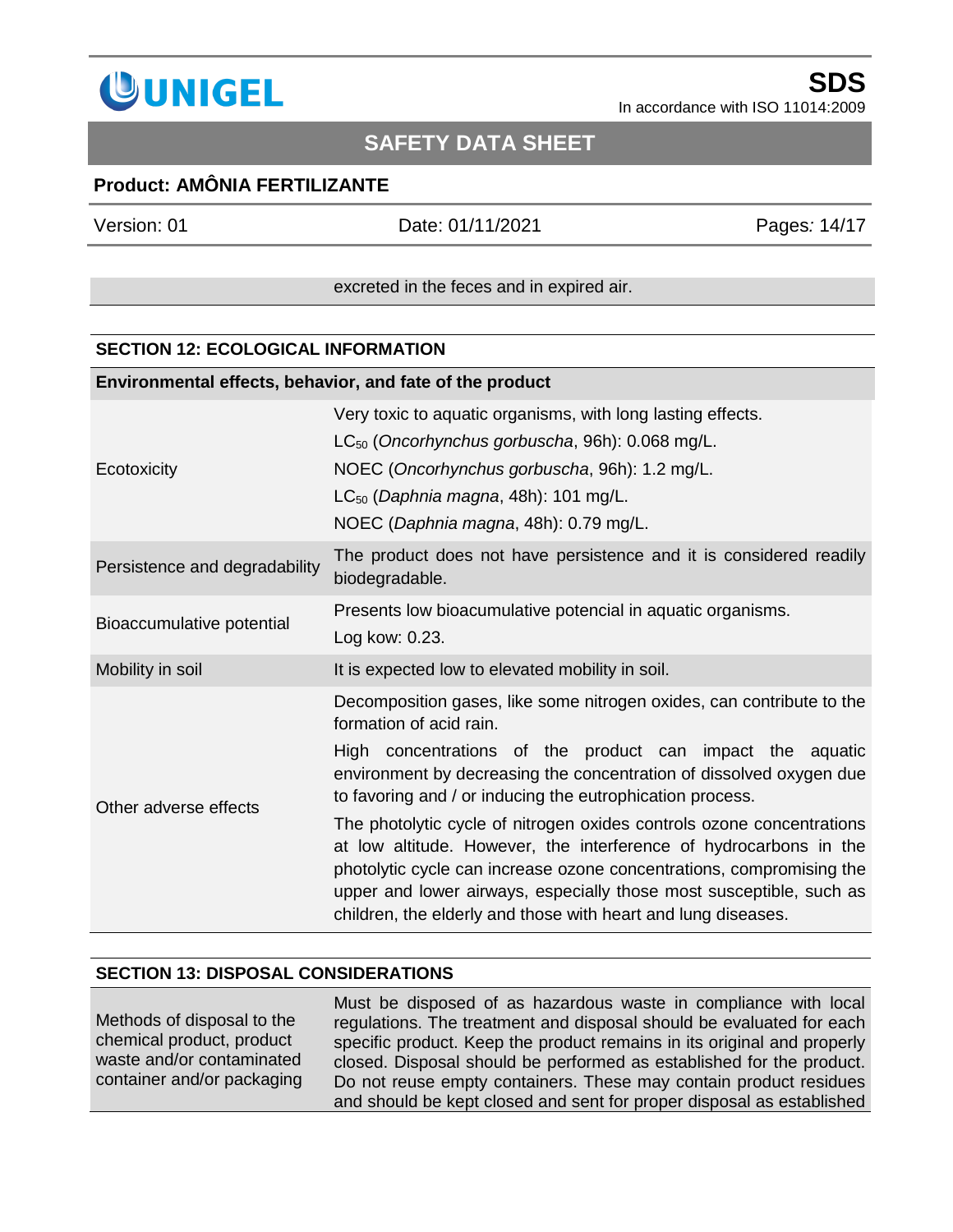| | |
|---|---|
| | excreted in the feces and in expired air. |

## SECTION 12: ECOLOGICAL INFORMATION

| Environmental effects, behavior, and fate of the product | |
|---|---|
| Ecotoxicity | Very toxic to aquatic organisms, with long lasting effects.<br>$LC_{50}$ (*Oncorhynchus gorbuscha*, 96h): 0.068 mg/L.<br>NOEC (*Oncorhynchus gorbuscha*, 96h): 1.2 mg/L.<br>$LC_{50}$ (*Daphnia magna*, 48h): 101 mg/L.<br>NOEC (*Daphnia magna*, 48h): 0.79 mg/L. |
| Persistence and degradability | The product does not have persistence and it is considered readily biodegradable. |
| Bioaccumulative potential | Presents low bioacumulative potencial in aquatic organisms.<br>Log kow: 0.23. |
| Mobility in soil | It is expected low to elevated mobility in soil. |
| Other adverse effects | Decomposition gases, like some nitrogen oxides, can contribute to the formation of acid rain.<br>High concentrations of the product can impact the aquatic environment by decreasing the concentration of dissolved oxygen due to favoring and / or inducing the eutrophication process.<br>The photolytic cycle of nitrogen oxides controls ozone concentrations at low altitude. However, the interference of hydrocarbons in the photolytic cycle can increase ozone concentrations, compromising the upper and lower airways, especially those most susceptible, such as children, the elderly and those with heart and lung diseases. |

## SECTION 13: DISPOSAL CONSIDERATIONS

| | |
|---|---|
| Methods of disposal to the chemical product, product waste and/or contaminated container and/or packaging | Must be disposed of as hazardous waste in compliance with local regulations. The treatment and disposal should be evaluated for each specific product. Keep the product remains in its original and properly closed. Disposal should be performed as established for the product. Do not reuse empty containers. These may contain product residues and should be kept closed and sent for proper disposal as established |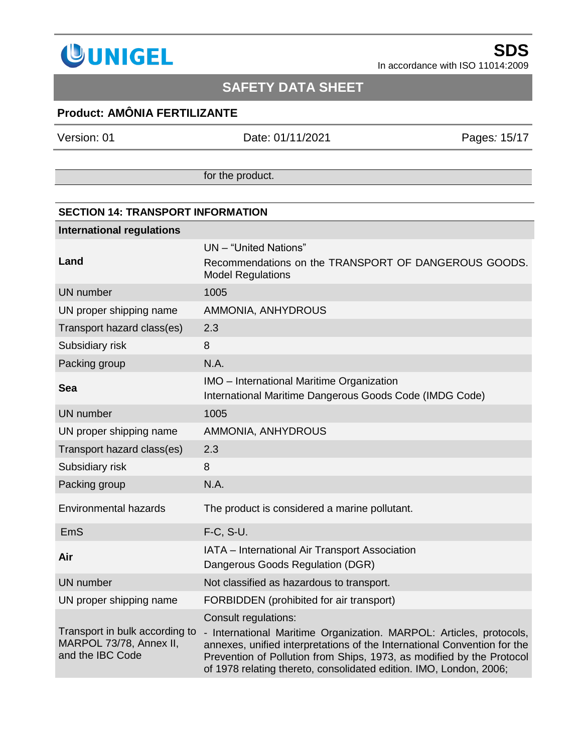| | for the product. |
|---|---|

## SECTION 14: TRANSPORT INFORMATION

| **International regulations** | |
|---|---|
| **Land** | UN – "United Nations"<br>Recommendations on the TRANSPORT OF DANGEROUS GOODS. Model Regulations |
| UN number | 1005 |
| UN proper shipping name | AMMONIA, ANHYDROUS |
| Transport hazard class(es) | 2.3 |
| Subsidiary risk | 8 |
| Packing group | N.A. |
| **Sea** | IMO – International Maritime Organization<br>International Maritime Dangerous Goods Code (IMDG Code) |
| UN number | 1005 |
| UN proper shipping name | AMMONIA, ANHYDROUS |
| Transport hazard class(es) | 2.3 |
| Subsidiary risk | 8 |
| Packing group | N.A. |
| Environmental hazards | The product is considered a marine pollutant. |
| EmS | F-C, S-U. |
| **Air** | IATA – International Air Transport Association<br>Dangerous Goods Regulation (DGR) |
| UN number | Not classified as hazardous to transport. |
| UN proper shipping name | FORBIDDEN (prohibited for air transport) |
| Transport in bulk according to MARPOL 73/78, Annex II, and the IBC Code | Consult regulations:<br>- International Maritime Organization. MARPOL: Articles, protocols, annexes, unified interpretations of the International Convention for the Prevention of Pollution from Ships, 1973, as modified by the Protocol of 1978 relating thereto, consolidated edition. IMO, London, 2006; |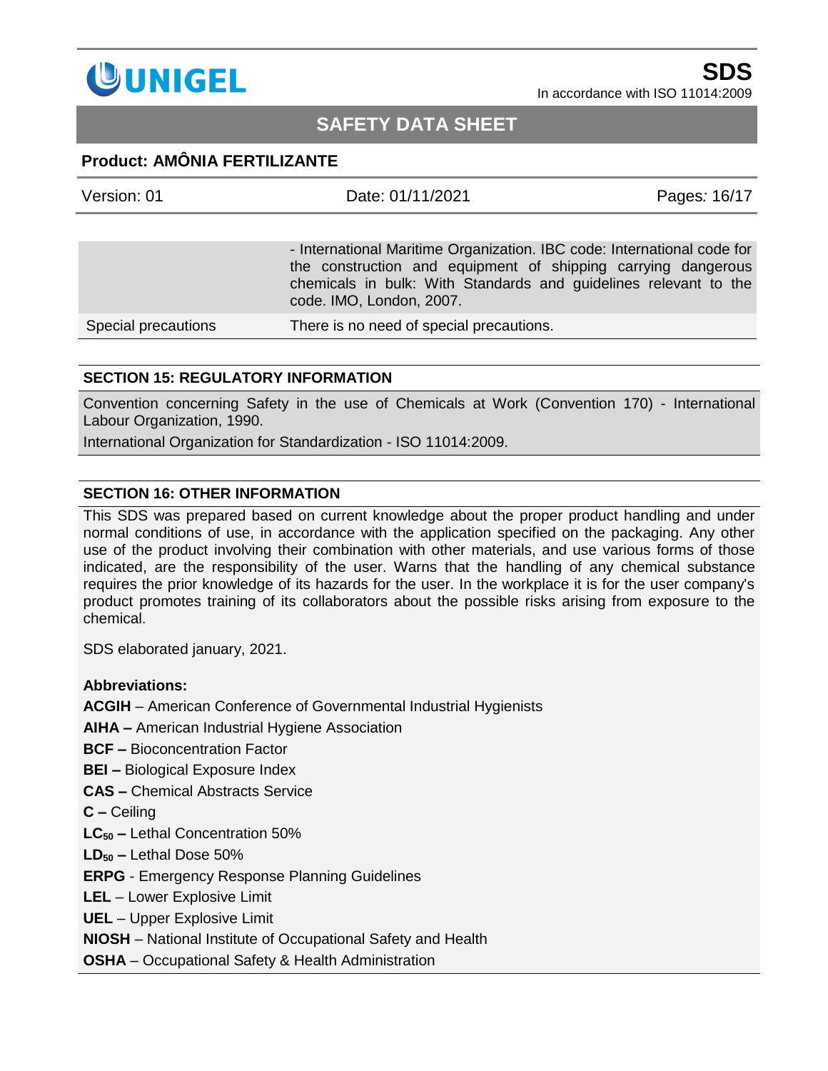| | |
|---|---|
| | - International Maritime Organization. IBC code: International code for the construction and equipment of shipping carrying dangerous chemicals in bulk: With Standards and guidelines relevant to the code. IMO, London, 2007. |
| Special precautions | There is no need of special precautions. |

## SECTION 15: REGULATORY INFORMATION

Convention concerning Safety in the use of Chemicals at Work (Convention 170) - International Labour Organization, 1990.

International Organization for Standardization - ISO 11014:2009.

## SECTION 16: OTHER INFORMATION

This SDS was prepared based on current knowledge about the proper product handling and under normal conditions of use, in accordance with the application specified on the packaging. Any other use of the product involving their combination with other materials, and use various forms of those indicated, are the responsibility of the user. Warns that the handling of any chemical substance requires the prior knowledge of its hazards for the user. In the workplace it is for the user company's product promotes training of its collaborators about the possible risks arising from exposure to the chemical.

SDS elaborated january, 2021.

**Abbreviations:**

**ACGIH** – American Conference of Governmental Industrial Hygienists

**AIHA –** American Industrial Hygiene Association

**BCF –** Bioconcentration Factor

**BEI –** Biological Exposure Index

**CAS –** Chemical Abstracts Service

**C –** Ceiling

**$LC_{50}$ –** Lethal Concentration 50%

**$LD_{50}$ –** Lethal Dose 50%

**ERPG** - Emergency Response Planning Guidelines

**LEL** – Lower Explosive Limit

**UEL** – Upper Explosive Limit

**NIOSH** – National Institute of Occupational Safety and Health

**OSHA** – Occupational Safety & Health Administration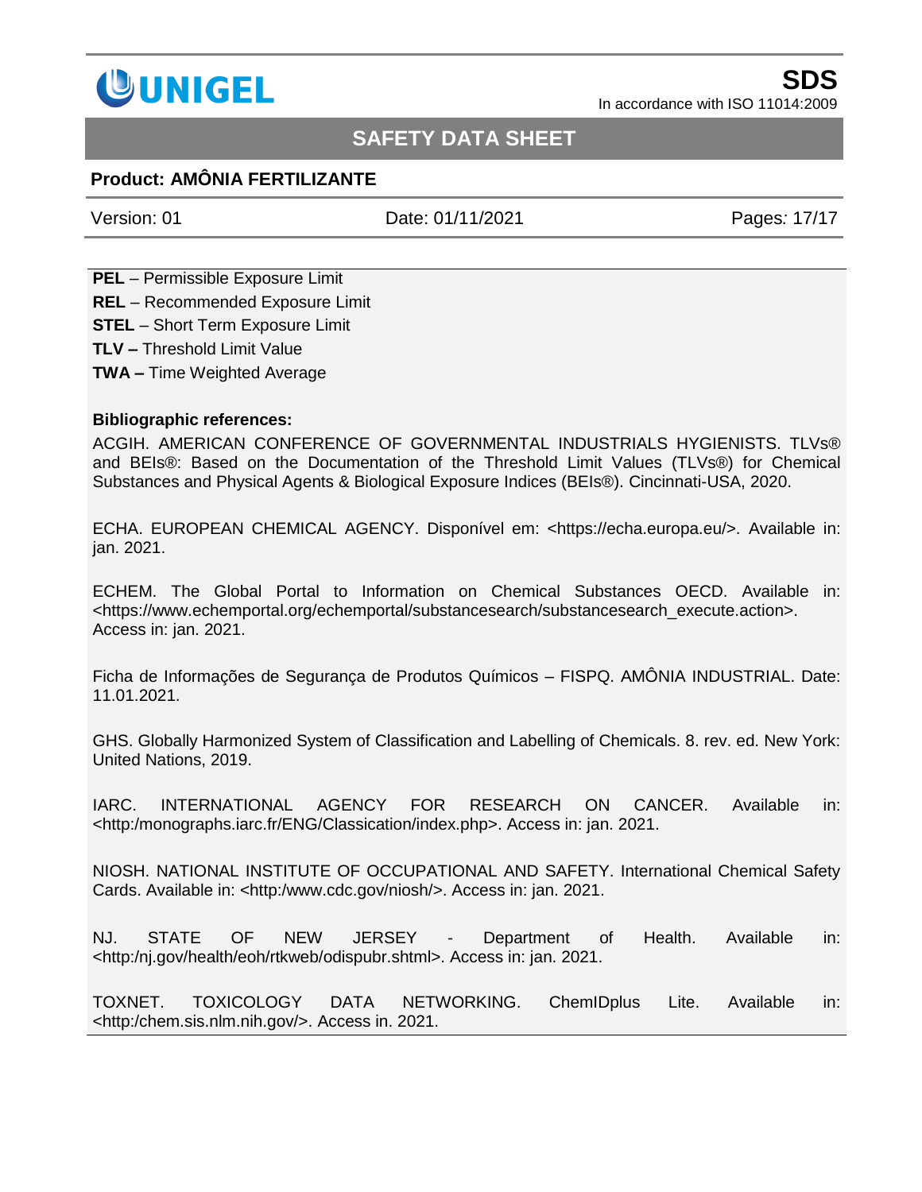**PEL** – Permissible Exposure Limit

**REL** – Recommended Exposure Limit

**STEL** – Short Term Exposure Limit

**TLV –** Threshold Limit Value

**TWA –** Time Weighted Average

**Bibliographic references:**

ACGIH. AMERICAN CONFERENCE OF GOVERNMENTAL INDUSTRIALS HYGIENISTS. TLVs® and BEIs®: Based on the Documentation of the Threshold Limit Values (TLVs®) for Chemical Substances and Physical Agents & Biological Exposure Indices (BEIs®). Cincinnati-USA, 2020.

ECHA. EUROPEAN CHEMICAL AGENCY. Disponível em: <https://echa.europa.eu/>. Available in: jan. 2021.

ECHEM. The Global Portal to Information on Chemical Substances OECD. Available in: <https://www.echemportal.org/echemportal/substancesearch/substancesearch_execute.action>. Access in: jan. 2021.

Ficha de Informações de Segurança de Produtos Químicos – FISPQ. AMÔNIA INDUSTRIAL. Date: 11.01.2021.

GHS. Globally Harmonized System of Classification and Labelling of Chemicals. 8. rev. ed. New York: United Nations, 2019.

IARC. INTERNATIONAL AGENCY FOR RESEARCH ON CANCER. Available in: <http:/monographs.iarc.fr/ENG/Classication/index.php>. Access in: jan. 2021.

NIOSH. NATIONAL INSTITUTE OF OCCUPATIONAL AND SAFETY. International Chemical Safety Cards. Available in: <http:/www.cdc.gov/niosh/>. Access in: jan. 2021.

NJ. STATE OF NEW JERSEY - Department of Health. Available in: <http:/nj.gov/health/eoh/rtkweb/odispubr.shtml>. Access in: jan. 2021.

TOXNET. TOXICOLOGY DATA NETWORKING. ChemIDplus Lite. Available in: <http:/chem.sis.nlm.nih.gov/>. Access in. 2021.